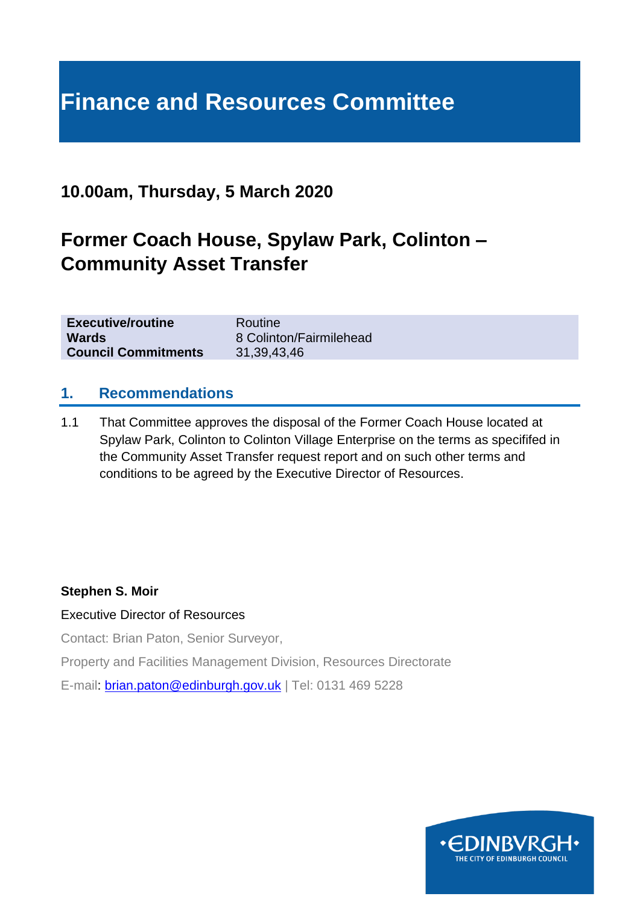# Finance and Resources Committee

## 10.00am, Thursday, 5 March 2020

## Former Coach House, Spylaw Park, Colinton – Community Asset Transfer

| | |
|---|---|
| **Executive/routine** | Routine |
| **Wards** | 8 Colinton/Fairmilehead |
| **Council Commitments** | 31,39,43,46 |

## 1. Recommendations

1.1 That Committee approves the disposal of the Former Coach House located at Spylaw Park, Colinton to Colinton Village Enterprise on the terms as specifed in the Community Asset Transfer request report and on such other terms and conditions to be agreed by the Executive Director of Resources.

**Stephen S. Moir**

Executive Director of Resources

Contact: Brian Paton, Senior Surveyor,

Property and Facilities Management Division, Resources Directorate

E-mail: brian.paton@edinburgh.gov.uk | Tel: 0131 469 5228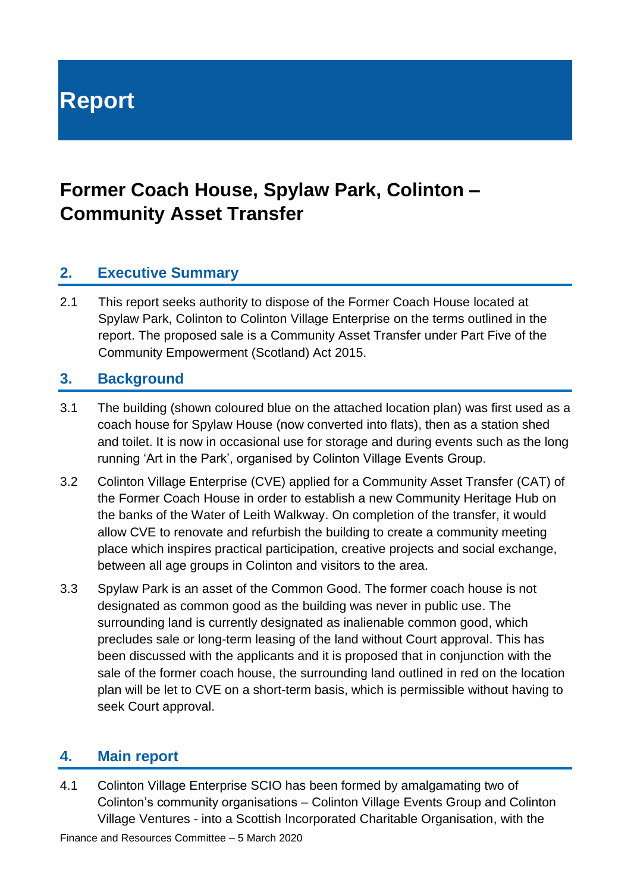# Report

# Former Coach House, Spylaw Park, Colinton – Community Asset Transfer

## 2. Executive Summary

2.1 This report seeks authority to dispose of the Former Coach House located at Spylaw Park, Colinton to Colinton Village Enterprise on the terms outlined in the report. The proposed sale is a Community Asset Transfer under Part Five of the Community Empowerment (Scotland) Act 2015.

## 3. Background

3.1 The building (shown coloured blue on the attached location plan) was first used as a coach house for Spylaw House (now converted into flats), then as a station shed and toilet. It is now in occasional use for storage and during events such as the long running 'Art in the Park', organised by Colinton Village Events Group.

3.2 Colinton Village Enterprise (CVE) applied for a Community Asset Transfer (CAT) of the Former Coach House in order to establish a new Community Heritage Hub on the banks of the Water of Leith Walkway. On completion of the transfer, it would allow CVE to renovate and refurbish the building to create a community meeting place which inspires practical participation, creative projects and social exchange, between all age groups in Colinton and visitors to the area.

3.3 Spylaw Park is an asset of the Common Good. The former coach house is not designated as common good as the building was never in public use. The surrounding land is currently designated as inalienable common good, which precludes sale or long-term leasing of the land without Court approval. This has been discussed with the applicants and it is proposed that in conjunction with the sale of the former coach house, the surrounding land outlined in red on the location plan will be let to CVE on a short-term basis, which is permissible without having to seek Court approval.

## 4. Main report

4.1 Colinton Village Enterprise SCIO has been formed by amalgamating two of Colinton's community organisations – Colinton Village Events Group and Colinton Village Ventures - into a Scottish Incorporated Charitable Organisation, with the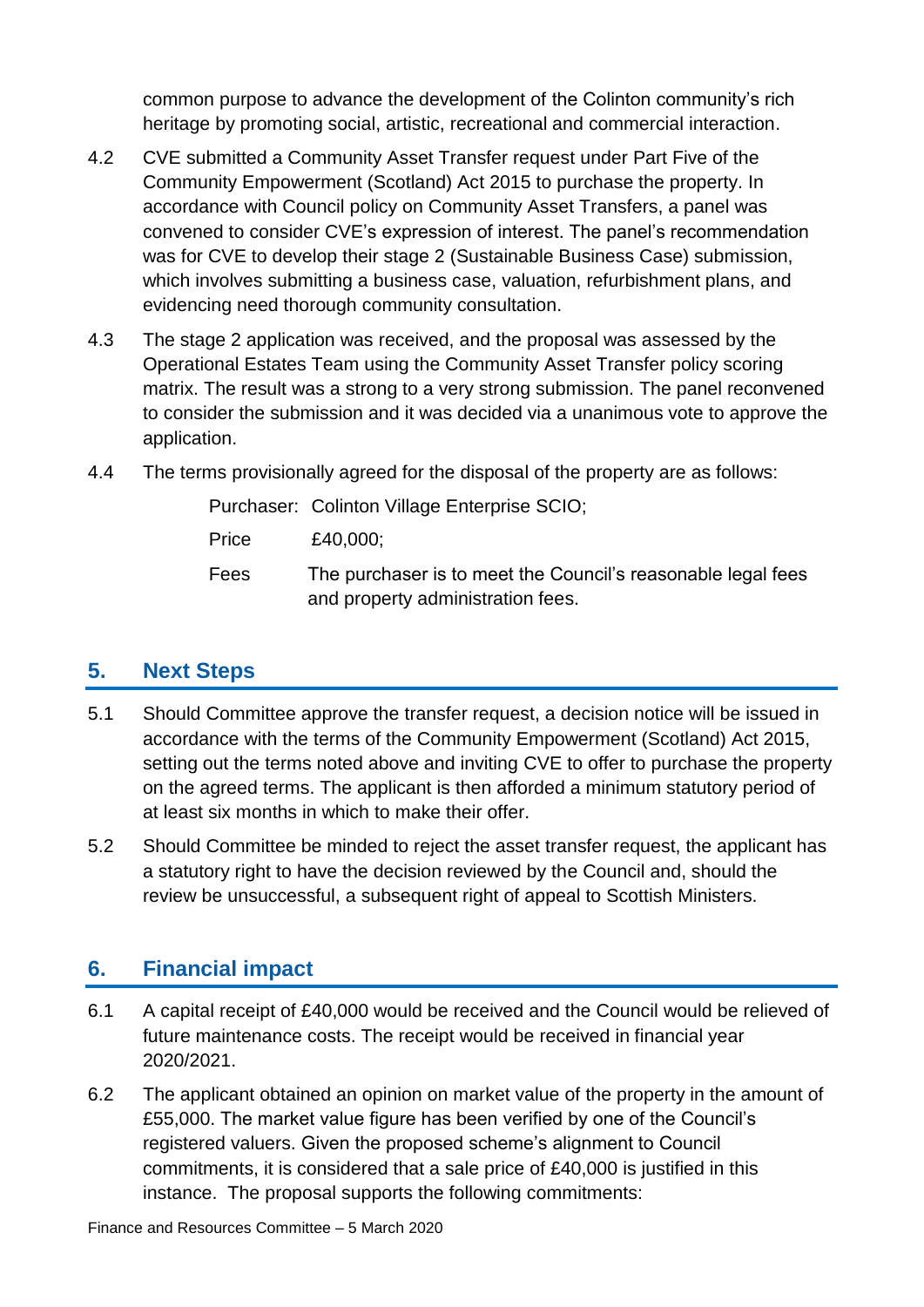common purpose to advance the development of the Colinton community's rich heritage by promoting social, artistic, recreational and commercial interaction.

4.2 CVE submitted a Community Asset Transfer request under Part Five of the Community Empowerment (Scotland) Act 2015 to purchase the property. In accordance with Council policy on Community Asset Transfers, a panel was convened to consider CVE's expression of interest. The panel's recommendation was for CVE to develop their stage 2 (Sustainable Business Case) submission, which involves submitting a business case, valuation, refurbishment plans, and evidencing need thorough community consultation.

4.3 The stage 2 application was received, and the proposal was assessed by the Operational Estates Team using the Community Asset Transfer policy scoring matrix. The result was a strong to a very strong submission. The panel reconvened to consider the submission and it was decided via a unanimous vote to approve the application.

4.4 The terms provisionally agreed for the disposal of the property are as follows:

Purchaser: Colinton Village Enterprise SCIO;

Price £40,000;

Fees The purchaser is to meet the Council's reasonable legal fees and property administration fees.

## 5. Next Steps

5.1 Should Committee approve the transfer request, a decision notice will be issued in accordance with the terms of the Community Empowerment (Scotland) Act 2015, setting out the terms noted above and inviting CVE to offer to purchase the property on the agreed terms. The applicant is then afforded a minimum statutory period of at least six months in which to make their offer.

5.2 Should Committee be minded to reject the asset transfer request, the applicant has a statutory right to have the decision reviewed by the Council and, should the review be unsuccessful, a subsequent right of appeal to Scottish Ministers.

## 6. Financial impact

6.1 A capital receipt of £40,000 would be received and the Council would be relieved of future maintenance costs. The receipt would be received in financial year 2020/2021.

6.2 The applicant obtained an opinion on market value of the property in the amount of £55,000. The market value figure has been verified by one of the Council's registered valuers. Given the proposed scheme's alignment to Council commitments, it is considered that a sale price of £40,000 is justified in this instance. The proposal supports the following commitments: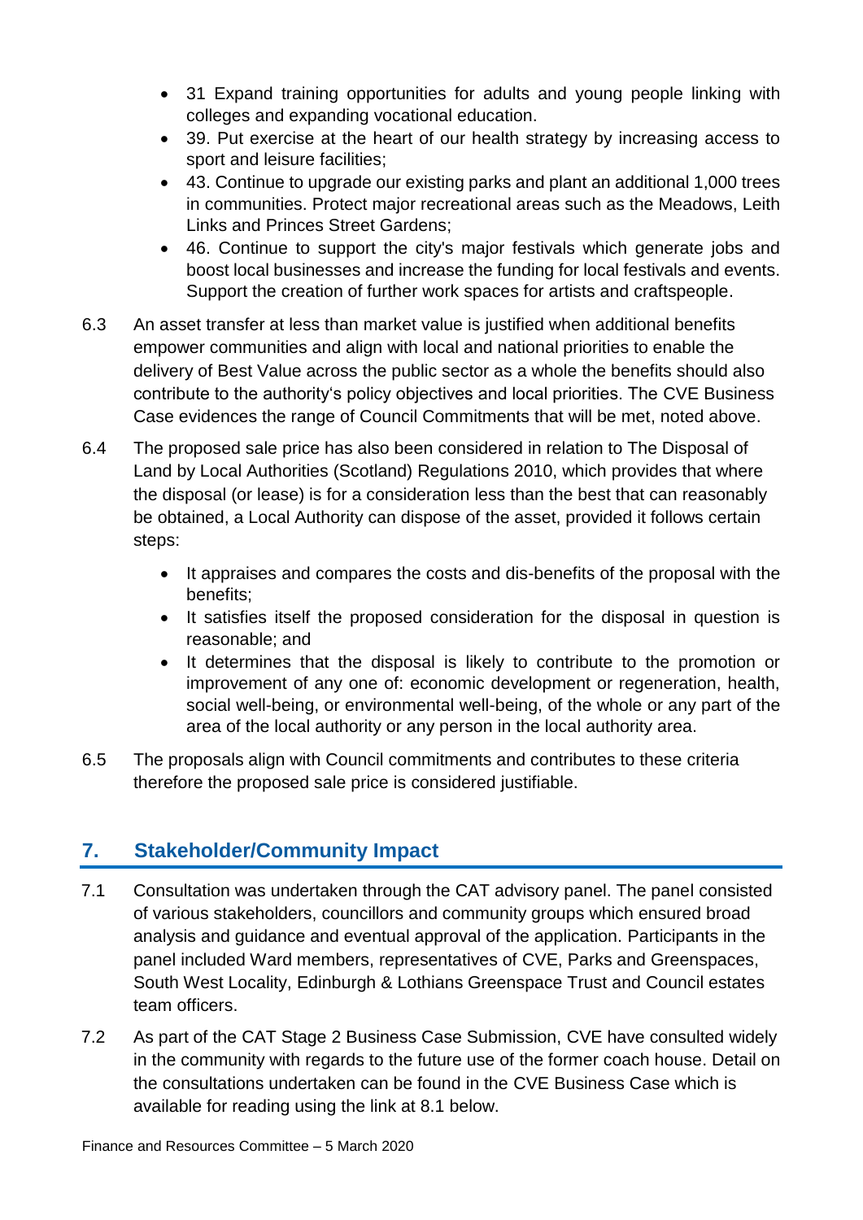- 31 Expand training opportunities for adults and young people linking with colleges and expanding vocational education.
- 39. Put exercise at the heart of our health strategy by increasing access to sport and leisure facilities;
- 43. Continue to upgrade our existing parks and plant an additional 1,000 trees in communities. Protect major recreational areas such as the Meadows, Leith Links and Princes Street Gardens;
- 46. Continue to support the city's major festivals which generate jobs and boost local businesses and increase the funding for local festivals and events. Support the creation of further work spaces for artists and craftspeople.

6.3 An asset transfer at less than market value is justified when additional benefits empower communities and align with local and national priorities to enable the delivery of Best Value across the public sector as a whole the benefits should also contribute to the authority's policy objectives and local priorities. The CVE Business Case evidences the range of Council Commitments that will be met, noted above.

6.4 The proposed sale price has also been considered in relation to The Disposal of Land by Local Authorities (Scotland) Regulations 2010, which provides that where the disposal (or lease) is for a consideration less than the best that can reasonably be obtained, a Local Authority can dispose of the asset, provided it follows certain steps:

- It appraises and compares the costs and dis-benefits of the proposal with the benefits;
- It satisfies itself the proposed consideration for the disposal in question is reasonable; and
- It determines that the disposal is likely to contribute to the promotion or improvement of any one of: economic development or regeneration, health, social well-being, or environmental well-being, of the whole or any part of the area of the local authority or any person in the local authority area.

6.5 The proposals align with Council commitments and contributes to these criteria therefore the proposed sale price is considered justifiable.

## 7. Stakeholder/Community Impact

7.1 Consultation was undertaken through the CAT advisory panel. The panel consisted of various stakeholders, councillors and community groups which ensured broad analysis and guidance and eventual approval of the application. Participants in the panel included Ward members, representatives of CVE, Parks and Greenspaces, South West Locality, Edinburgh & Lothians Greenspace Trust and Council estates team officers.

7.2 As part of the CAT Stage 2 Business Case Submission, CVE have consulted widely in the community with regards to the future use of the former coach house. Detail on the consultations undertaken can be found in the CVE Business Case which is available for reading using the link at 8.1 below.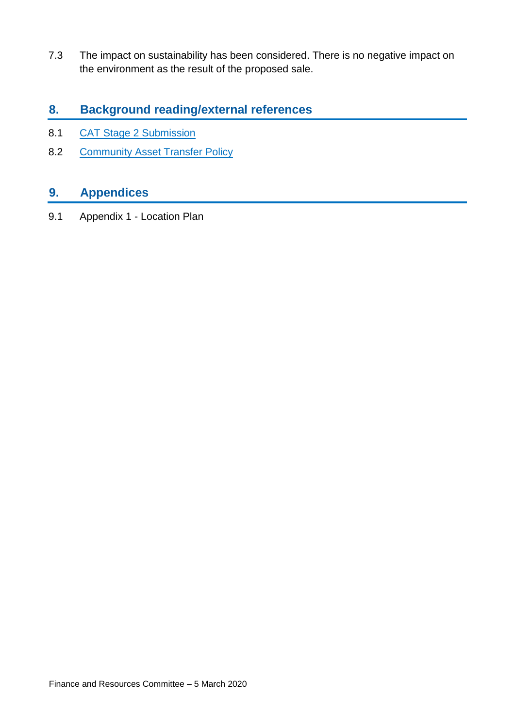7.3 The impact on sustainability has been considered. There is no negative impact on the environment as the result of the proposed sale.

## 8. Background reading/external references

8.1 CAT Stage 2 Submission

8.2 Community Asset Transfer Policy

## 9. Appendices

9.1 Appendix 1 - Location Plan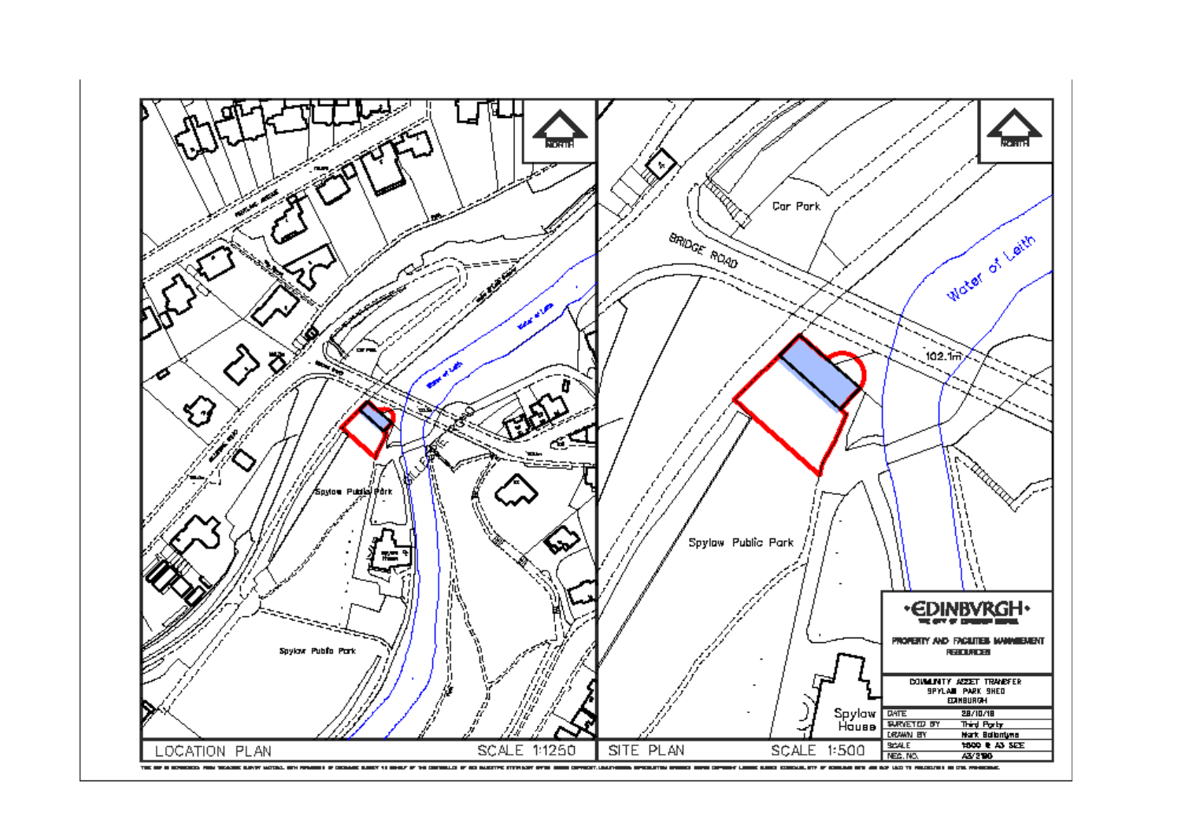LOCATION PLAN SCALE 1:1250

SITE PLAN SCALE 1:500

NORTH

Car Park

BRIDGE ROAD

Water of Leith

102.1m

Spylaw Public Park

Spylaw House

Spylaw Public Park

EDINBVRGH

PROPERTY AND FACILITIES MANAGEMENT RESOURCES

COMMUNITY ASSET TRANSFER
SPYLAW PARK SHED
EDINBURGH

| | |
|---|---|
| DATE | 28/10/18 |
| SURVEYED BY | Third Party |
| DRAWN BY | Mark Ballantyne |
| SCALE | 1:500 @ A3 SIZE |
| REG. NO. | A3/2180 |